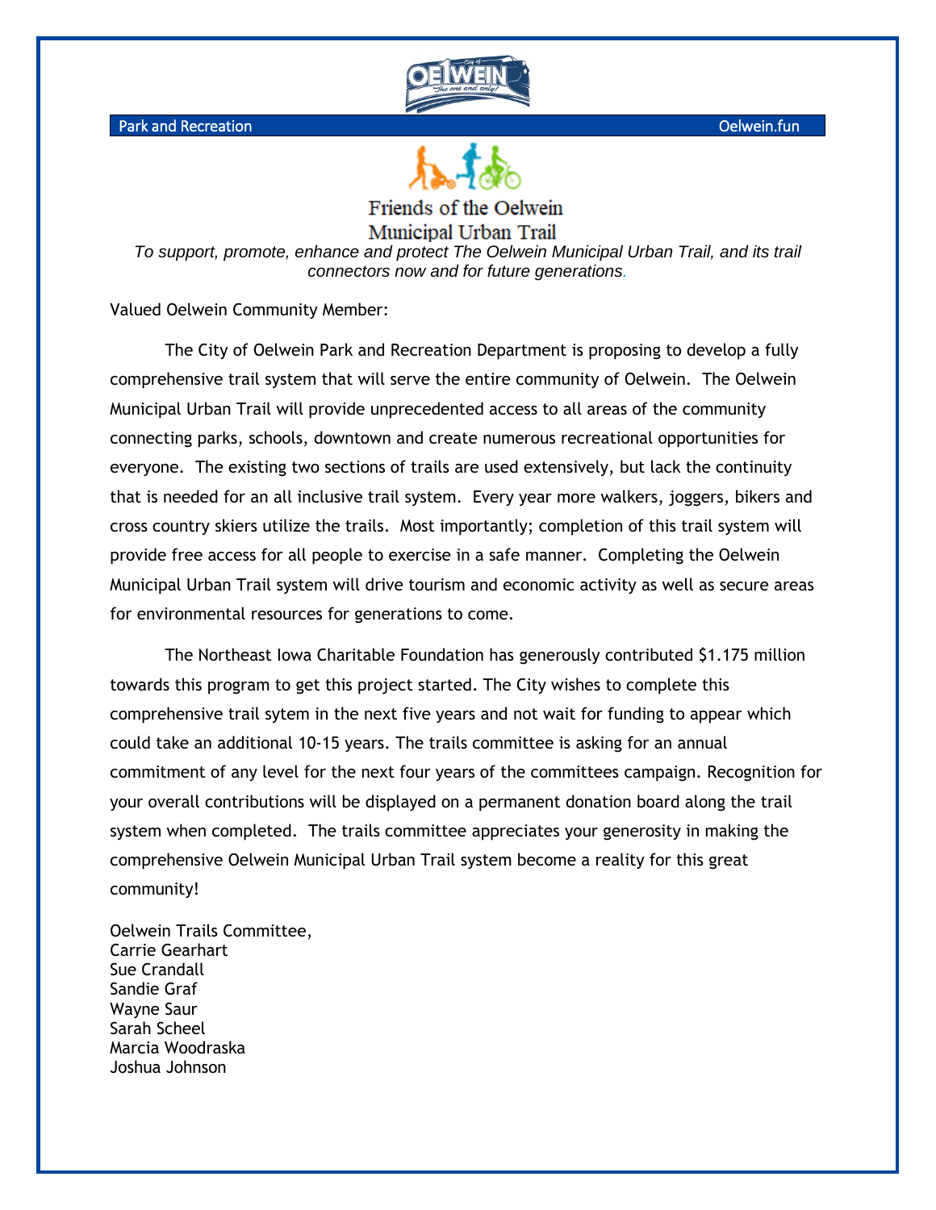Park and Recreation | Oelwein.fun

# Friends of the Oelwein Municipal Urban Trail

*To support, promote, enhance and protect The Oelwein Municipal Urban Trail, and its trail connectors now and for future generations.*

Valued Oelwein Community Member:

The City of Oelwein Park and Recreation Department is proposing to develop a fully comprehensive trail system that will serve the entire community of Oelwein. The Oelwein Municipal Urban Trail will provide unprecedented access to all areas of the community connecting parks, schools, downtown and create numerous recreational opportunities for everyone. The existing two sections of trails are used extensively, but lack the continuity that is needed for an all inclusive trail system. Every year more walkers, joggers, bikers and cross country skiers utilize the trails. Most importantly; completion of this trail system will provide free access for all people to exercise in a safe manner. Completing the Oelwein Municipal Urban Trail system will drive tourism and economic activity as well as secure areas for environmental resources for generations to come.

The Northeast Iowa Charitable Foundation has generously contributed $1.175 million towards this program to get this project started. The City wishes to complete this comprehensive trail sytem in the next five years and not wait for funding to appear which could take an additional 10-15 years. The trails committee is asking for an annual commitment of any level for the next four years of the committees campaign. Recognition for your overall contributions will be displayed on a permanent donation board along the trail system when completed. The trails committee appreciates your generosity in making the comprehensive Oelwein Municipal Urban Trail system become a reality for this great community!

Oelwein Trails Committee,
Carrie Gearhart
Sue Crandall
Sandie Graf
Wayne Saur
Sarah Scheel
Marcia Woodraska
Joshua Johnson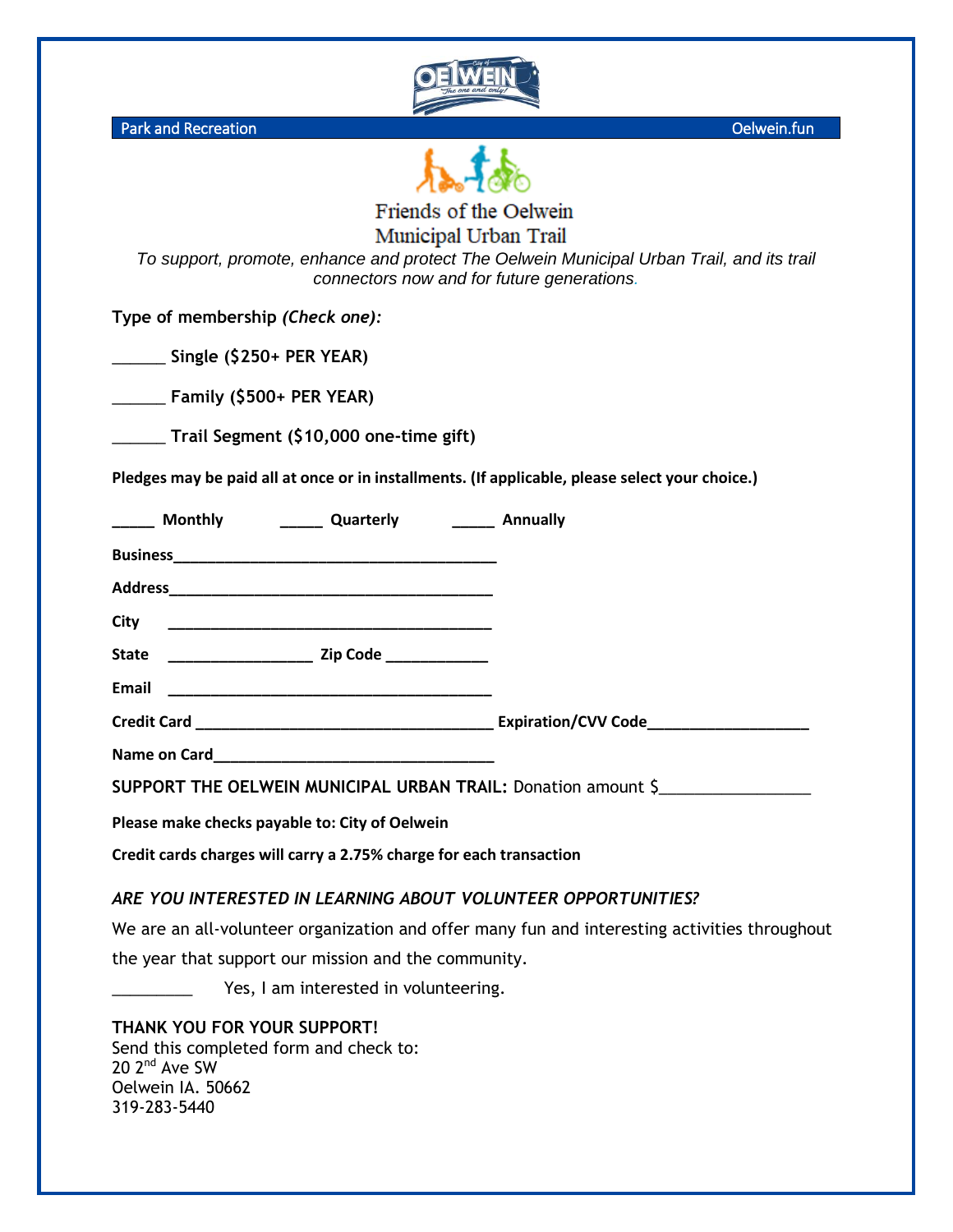Park and Recreation Oelwein.fun

# Friends of the Oelwein Municipal Urban Trail

*To support, promote, enhance and protect The Oelwein Municipal Urban Trail, and its trail connectors now and for future generations.*

**Type of membership** ***(Check one):***

______ **Single ($250+ PER YEAR)**

______ **Family ($500+ PER YEAR)**

______ **Trail Segment ($10,000 one-time gift)**

**Pledges may be paid all at once or in installments. (If applicable, please select your choice.)**

_____ **Monthly** _____ **Quarterly** _____ **Annually**

**Business**_______________________________________

**Address**_______________________________________

**City** _______________________________________

**State** _________________ **Zip Code** ____________

**Email** _______________________________________

**Credit Card** ____________________________________ **Expiration/CVV Code**___________________

**Name on Card**_________________________________

**SUPPORT THE OELWEIN MUNICIPAL URBAN TRAIL:** Donation amount $________________

**Please make checks payable to: City of Oelwein**

**Credit cards charges will carry a 2.75% charge for each transaction**

***ARE YOU INTERESTED IN LEARNING ABOUT VOLUNTEER OPPORTUNITIES?***

We are an all-volunteer organization and offer many fun and interesting activities throughout the year that support our mission and the community.

_________ Yes, I am interested in volunteering.

**THANK YOU FOR YOUR SUPPORT!**
Send this completed form and check to:
20 2nd Ave SW
Oelwein IA. 50662
319-283-5440